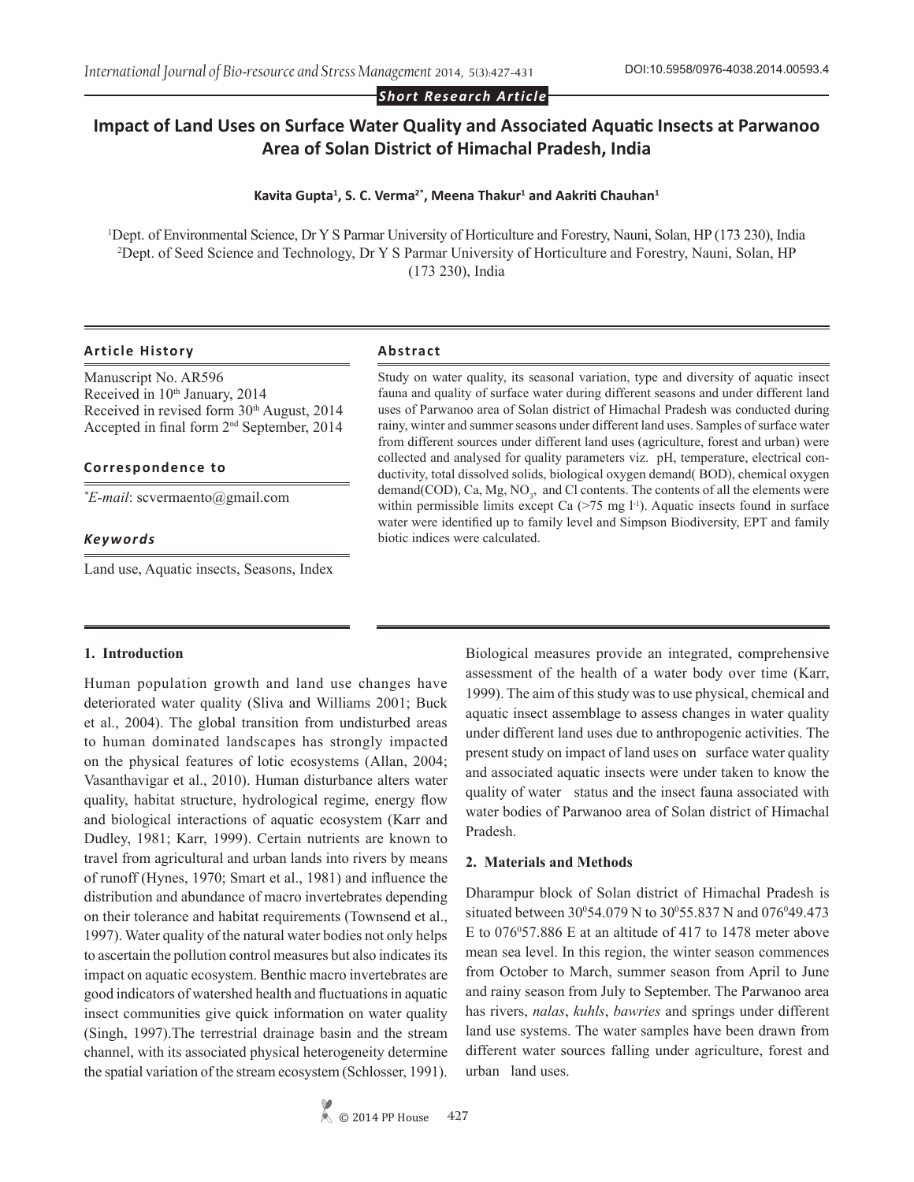*Short Research Article*

# Impact of Land Uses on Surface Water Quality and Associated Aquatic Insects at Parwanoo Area of Solan District of Himachal Pradesh, India

**Kavita Gupta[1], S. C. Verma[2*], Meena Thakur[1] and Aakriti Chauhan[1]**

[1]Dept. of Environmental Science, Dr Y S Parmar University of Horticulture and Forestry, Nauni, Solan, HP (173 230), India
[2]Dept. of Seed Science and Technology, Dr Y S Parmar University of Horticulture and Forestry, Nauni, Solan, HP (173 230), India

### Article History

Manuscript No. AR596
Received in 10th January, 2014
Received in revised form 30th August, 2014
Accepted in final form 2nd September, 2014

### Correspondence to

*\*E-mail*: scvermaento@gmail.com

### *Keywords*

Land use, Aquatic insects, Seasons, Index

### Abstract

Study on water quality, its seasonal variation, type and diversity of aquatic insect fauna and quality of surface water during different seasons and under different land uses of Parwanoo area of Solan district of Himachal Pradesh was conducted during rainy, winter and summer seasons under different land uses. Samples of surface water from different sources under different land uses (agriculture, forest and urban) were collected and analysed for quality parameters viz. pH, temperature, electrical conductivity, total dissolved solids, biological oxygen demand( BOD), chemical oxygen demand(COD), Ca, Mg, $NO_3$, and Cl contents. The contents of all the elements were within permissible limits except Ca (>75 mg $l^{-1}$). Aquatic insects found in surface water were identified up to family level and Simpson Biodiversity, EPT and family biotic indices were calculated.

## 1. Introduction

Human population growth and land use changes have deteriorated water quality (Sliva and Williams 2001; Buck et al., 2004). The global transition from undisturbed areas to human dominated landscapes has strongly impacted on the physical features of lotic ecosystems (Allan, 2004; Vasanthavigar et al., 2010). Human disturbance alters water quality, habitat structure, hydrological regime, energy flow and biological interactions of aquatic ecosystem (Karr and Dudley, 1981; Karr, 1999). Certain nutrients are known to travel from agricultural and urban lands into rivers by means of runoff (Hynes, 1970; Smart et al., 1981) and influence the distribution and abundance of macro invertebrates depending on their tolerance and habitat requirements (Townsend et al., 1997). Water quality of the natural water bodies not only helps to ascertain the pollution control measures but also indicates its impact on aquatic ecosystem. Benthic macro invertebrates are good indicators of watershed health and fluctuations in aquatic insect communities give quick information on water quality (Singh, 1997).The terrestrial drainage basin and the stream channel, with its associated physical heterogeneity determine the spatial variation of the stream ecosystem (Schlosser, 1991). Biological measures provide an integrated, comprehensive assessment of the health of a water body over time (Karr, 1999). The aim of this study was to use physical, chemical and aquatic insect assemblage to assess changes in water quality under different land uses due to anthropogenic activities. The present study on impact of land uses on surface water quality and associated aquatic insects were under taken to know the quality of water status and the insect fauna associated with water bodies of Parwanoo area of Solan district of Himachal Pradesh.

## 2. Materials and Methods

Dharampur block of Solan district of Himachal Pradesh is situated between $30^054.079$ N to $30^055.837$ N and $076^049.473$ E to $076^057.886$ E at an altitude of 417 to 1478 meter above mean sea level. In this region, the winter season commences from October to March, summer season from April to June and rainy season from July to September. The Parwanoo area has rivers, *nalas*, *kuhls*, *bawries* and springs under different land use systems. The water samples have been drawn from different water sources falling under agriculture, forest and urban land uses.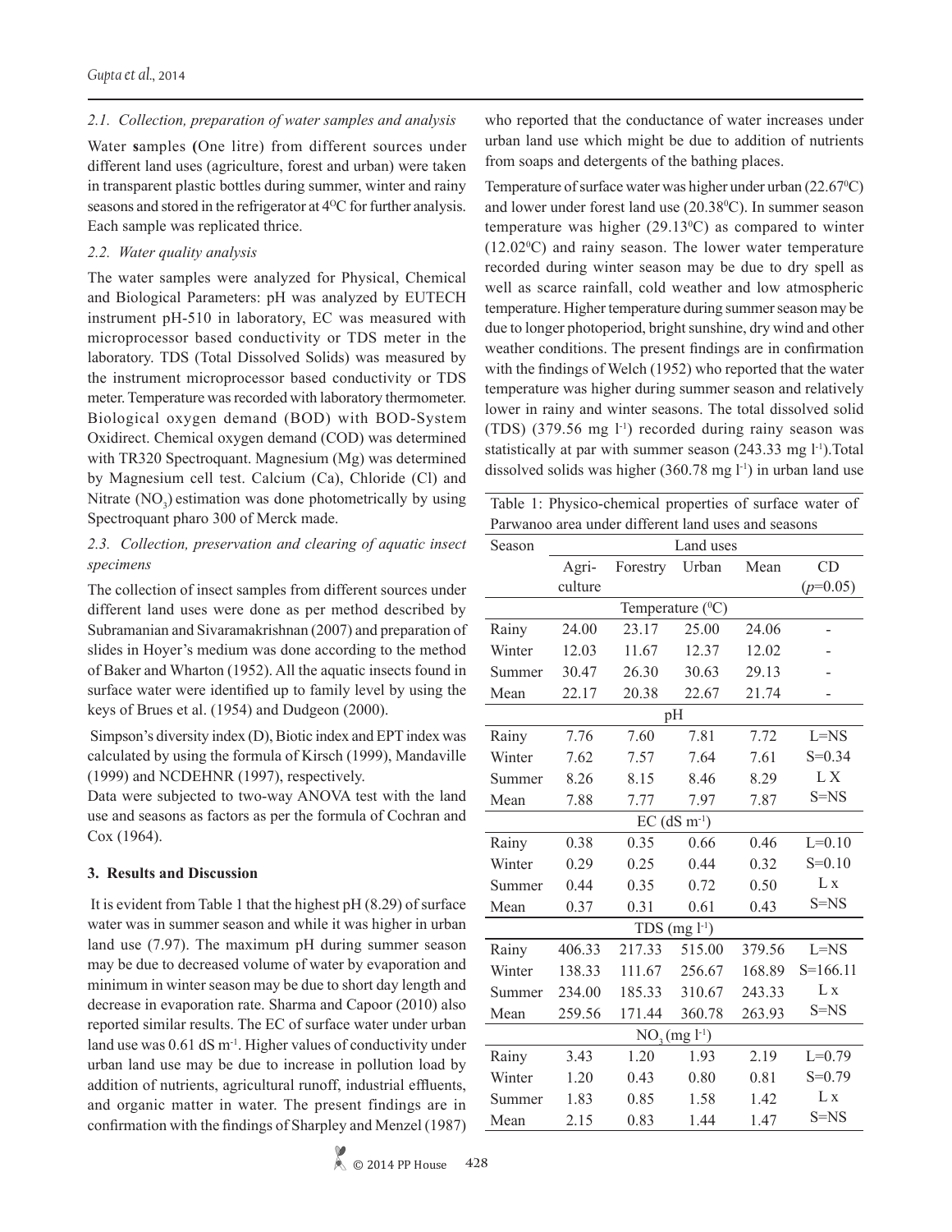### 2.1. Collection, preparation of water samples and analysis

Water samples (One litre) from different sources under different land uses (agriculture, forest and urban) were taken in transparent plastic bottles during summer, winter and rainy seasons and stored in the refrigerator at 4$^{0}$C for further analysis. Each sample was replicated thrice.

### 2.2. Water quality analysis

The water samples were analyzed for Physical, Chemical and Biological Parameters: pH was analyzed by EUTECH instrument pH-510 in laboratory, EC was measured with microprocessor based conductivity or TDS meter in the laboratory. TDS (Total Dissolved Solids) was measured by the instrument microprocessor based conductivity or TDS meter. Temperature was recorded with laboratory thermometer. Biological oxygen demand (BOD) with BOD-System Oxidirect. Chemical oxygen demand (COD) was determined with TR320 Spectroquant. Magnesium (Mg) was determined by Magnesium cell test. Calcium (Ca), Chloride (Cl) and Nitrate ($NO_3$) estimation was done photometrically by using Spectroquant pharo 300 of Merck made.

### 2.3. Collection, preservation and clearing of aquatic insect specimens

The collection of insect samples from different sources under different land uses were done as per method described by Subramanian and Sivaramakrishnan (2007) and preparation of slides in Hoyer's medium was done according to the method of Baker and Wharton (1952). All the aquatic insects found in surface water were identified up to family level by using the keys of Brues et al. (1954) and Dudgeon (2000).

Simpson's diversity index (D), Biotic index and EPT index was calculated by using the formula of Kirsch (1999), Mandaville (1999) and NCDEHNR (1997), respectively.

Data were subjected to two-way ANOVA test with the land use and seasons as factors as per the formula of Cochran and Cox (1964).

## 3. Results and Discussion

It is evident from Table 1 that the highest pH (8.29) of surface water was in summer season and while it was higher in urban land use (7.97). The maximum pH during summer season may be due to decreased volume of water by evaporation and minimum in winter season may be due to short day length and decrease in evaporation rate. Sharma and Capoor (2010) also reported similar results. The EC of surface water under urban land use was 0.61 dS m$^{-1}$. Higher values of conductivity under urban land use may be due to increase in pollution load by addition of nutrients, agricultural runoff, industrial effluents, and organic matter in water. The present findings are in confirmation with the findings of Sharpley and Menzel (1987) who reported that the conductance of water increases under urban land use which might be due to addition of nutrients from soaps and detergents of the bathing places.

Temperature of surface water was higher under urban (22.67$^{0}$C) and lower under forest land use (20.38$^{0}$C). In summer season temperature was higher (29.13$^{0}$C) as compared to winter (12.02$^{0}$C) and rainy season. The lower water temperature recorded during winter season may be due to dry spell as well as scarce rainfall, cold weather and low atmospheric temperature. Higher temperature during summer season may be due to longer photoperiod, bright sunshine, dry wind and other weather conditions. The present findings are in confirmation with the findings of Welch (1952) who reported that the water temperature was higher during summer season and relatively lower in rainy and winter seasons. The total dissolved solid (TDS) (379.56 mg l$^{-1}$) recorded during rainy season was statistically at par with summer season (243.33 mg l$^{-1}$).Total dissolved solids was higher (360.78 mg l$^{-1}$) in urban land use

Table 1: Physico-chemical properties of surface water of Parwanoo area under different land uses and seasons

| Season | Land uses | | | | |
|---|---|---|---|---|---|
| | Agri-culture | Forestry | Urban | Mean | CD ($p$=0.05) |
| | | Temperature ($^{0}$C) | | | |
| Rainy | 24.00 | 23.17 | 25.00 | 24.06 | - |
| Winter | 12.03 | 11.67 | 12.37 | 12.02 | - |
| Summer | 30.47 | 26.30 | 30.63 | 29.13 | - |
| Mean | 22.17 | 20.38 | 22.67 | 21.74 | - |
| | | pH | | | |
| Rainy | 7.76 | 7.60 | 7.81 | 7.72 | L=NS |
| Winter | 7.62 | 7.57 | 7.64 | 7.61 | S=0.34 |
| Summer | 8.26 | 8.15 | 8.46 | 8.29 | L X |
| Mean | 7.88 | 7.77 | 7.97 | 7.87 | S=NS |
| | | EC (dS m$^{-1}$) | | | |
| Rainy | 0.38 | 0.35 | 0.66 | 0.46 | L=0.10 |
| Winter | 0.29 | 0.25 | 0.44 | 0.32 | S=0.10 |
| Summer | 0.44 | 0.35 | 0.72 | 0.50 | L x |
| Mean | 0.37 | 0.31 | 0.61 | 0.43 | S=NS |
| | | TDS (mg l$^{-1}$) | | | |
| Rainy | 406.33 | 217.33 | 515.00 | 379.56 | L=NS |
| Winter | 138.33 | 111.67 | 256.67 | 168.89 | S=166.11 |
| Summer | 234.00 | 185.33 | 310.67 | 243.33 | L x |
| Mean | 259.56 | 171.44 | 360.78 | 263.93 | S=NS |
| | | $NO_3$ (mg l$^{-1}$) | | | |
| Rainy | 3.43 | 1.20 | 1.93 | 2.19 | L=0.79 |
| Winter | 1.20 | 0.43 | 0.80 | 0.81 | S=0.79 |
| Summer | 1.83 | 0.85 | 1.58 | 1.42 | L x |
| Mean | 2.15 | 0.83 | 1.44 | 1.47 | S=NS |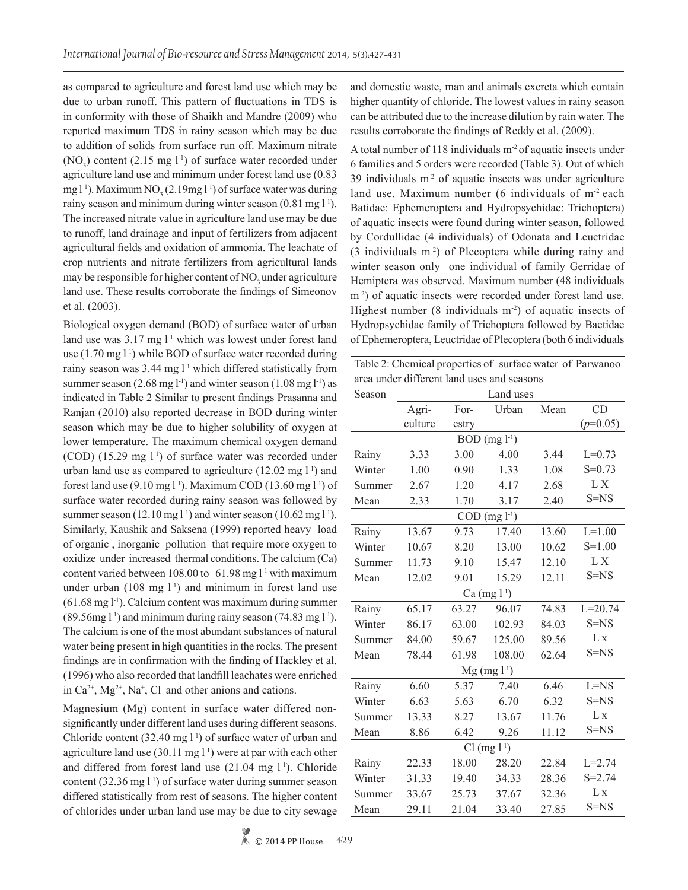as compared to agriculture and forest land use which may be due to urban runoff. This pattern of fluctuations in TDS is in conformity with those of Shaikh and Mandre (2009) who reported maximum TDS in rainy season which may be due to addition of solids from surface run off. Maximum nitrate ($NO_3$) content (2.15 mg $l^{-1}$) of surface water recorded under agriculture land use and minimum under forest land use (0.83 mg $l^{-1}$). Maximum $NO_3$ (2.19mg $l^{-1}$) of surface water was during rainy season and minimum during winter season (0.81 mg $l^{-1}$). The increased nitrate value in agriculture land use may be due to runoff, land drainage and input of fertilizers from adjacent agricultural fields and oxidation of ammonia. The leachate of crop nutrients and nitrate fertilizers from agricultural lands may be responsible for higher content of $NO_3$ under agriculture land use. These results corroborate the findings of Simeonov et al. (2003).

Biological oxygen demand (BOD) of surface water of urban land use was 3.17 mg $l^{-1}$ which was lowest under forest land use (1.70 mg $l^{-1}$) while BOD of surface water recorded during rainy season was 3.44 mg $l^{-1}$ which differed statistically from summer season (2.68 mg $l^{-1}$) and winter season (1.08 mg $l^{-1}$) as indicated in Table 2 Similar to present findings Prasanna and Ranjan (2010) also reported decrease in BOD during winter season which may be due to higher solubility of oxygen at lower temperature. The maximum chemical oxygen demand (COD) (15.29 mg $l^{-1}$) of surface water was recorded under urban land use as compared to agriculture (12.02 mg $l^{-1}$) and forest land use (9.10 mg $l^{-1}$). Maximum COD (13.60 mg $l^{-1}$) of surface water recorded during rainy season was followed by summer season (12.10 mg $l^{-1}$) and winter season (10.62 mg $l^{-1}$). Similarly, Kaushik and Saksena (1999) reported heavy load of organic , inorganic pollution that require more oxygen to oxidize under increased thermal conditions. The calcium (Ca) content varied between 108.00 to 61.98 mg $l^{-1}$ with maximum under urban (108 mg $l^{-1}$) and minimum in forest land use (61.68 mg $l^{-1}$). Calcium content was maximum during summer (89.56mg $l^{-1}$) and minimum during rainy season (74.83 mg $l^{-1}$). The calcium is one of the most abundant substances of natural water being present in high quantities in the rocks. The present findings are in confirmation with the finding of Hackley et al. (1996) who also recorded that landfill leachates were enriched in $Ca^{2+}$, $Mg^{2+}$, $Na^{+}$, $Cl^{-}$ and other anions and cations.

Magnesium (Mg) content in surface water differed non-significantly under different land uses during different seasons. Chloride content (32.40 mg $l^{-1}$) of surface water of urban and agriculture land use (30.11 mg $l^{-1}$) were at par with each other and differed from forest land use (21.04 mg $l^{-1}$). Chloride content (32.36 mg $l^{-1}$) of surface water during summer season differed statistically from rest of seasons. The higher content of chlorides under urban land use may be due to city sewage and domestic waste, man and animals excreta which contain higher quantity of chloride. The lowest values in rainy season can be attributed due to the increase dilution by rain water. The results corroborate the findings of Reddy et al. (2009).

A total number of 118 individuals $m^{-2}$ of aquatic insects under 6 families and 5 orders were recorded (Table 3). Out of which 39 individuals $m^{-2}$ of aquatic insects was under agriculture land use. Maximum number (6 individuals of $m^{-2}$ each Batidae: Ephemeroptera and Hydropsychidae: Trichoptera) of aquatic insects were found during winter season, followed by Cordullidae (4 individuals) of Odonata and Leuctridae (3 individuals $m^{-2}$) of Plecoptera while during rainy and winter season only one individual of family Gerridae of Hemiptera was observed. Maximum number (48 individuals $m^{-2}$) of aquatic insects were recorded under forest land use. Highest number (8 individuals $m^{-2}$) of aquatic insects of Hydropsychidae family of Trichoptera followed by Baetidae of Ephemeroptera, Leuctridae of Plecoptera (both 6 individuals

Table 2: Chemical properties of surface water of Parwanoo area under different land uses and seasons

| Season | Land uses | | | | |
|---|---|---|---|---|---|
| | Agri-culture | For-estry | Urban | Mean | CD ($p$=0.05) |
| | | | BOD (mg $l^{-1}$) | | |
| Rainy | 3.33 | 3.00 | 4.00 | 3.44 | L=0.73 |
| Winter | 1.00 | 0.90 | 1.33 | 1.08 | S=0.73 |
| Summer | 2.67 | 1.20 | 4.17 | 2.68 | L X |
| Mean | 2.33 | 1.70 | 3.17 | 2.40 | S=NS |
| | | | COD (mg $l^{-1}$) | | |
| Rainy | 13.67 | 9.73 | 17.40 | 13.60 | L=1.00 |
| Winter | 10.67 | 8.20 | 13.00 | 10.62 | S=1.00 |
| Summer | 11.73 | 9.10 | 15.47 | 12.10 | L X |
| Mean | 12.02 | 9.01 | 15.29 | 12.11 | S=NS |
| | | | Ca (mg $l^{-1}$) | | |
| Rainy | 65.17 | 63.27 | 96.07 | 74.83 | L=20.74 |
| Winter | 86.17 | 63.00 | 102.93 | 84.03 | S=NS |
| Summer | 84.00 | 59.67 | 125.00 | 89.56 | L x |
| Mean | 78.44 | 61.98 | 108.00 | 62.64 | S=NS |
| | | | Mg (mg $l^{-1}$) | | |
| Rainy | 6.60 | 5.37 | 7.40 | 6.46 | L=NS |
| Winter | 6.63 | 5.63 | 6.70 | 6.32 | S=NS |
| Summer | 13.33 | 8.27 | 13.67 | 11.76 | L x |
| Mean | 8.86 | 6.42 | 9.26 | 11.12 | S=NS |
| | | | Cl (mg $l^{-1}$) | | |
| Rainy | 22.33 | 18.00 | 28.20 | 22.84 | L=2.74 |
| Winter | 31.33 | 19.40 | 34.33 | 28.36 | S=2.74 |
| Summer | 33.67 | 25.73 | 37.67 | 32.36 | L x |
| Mean | 29.11 | 21.04 | 33.40 | 27.85 | S=NS |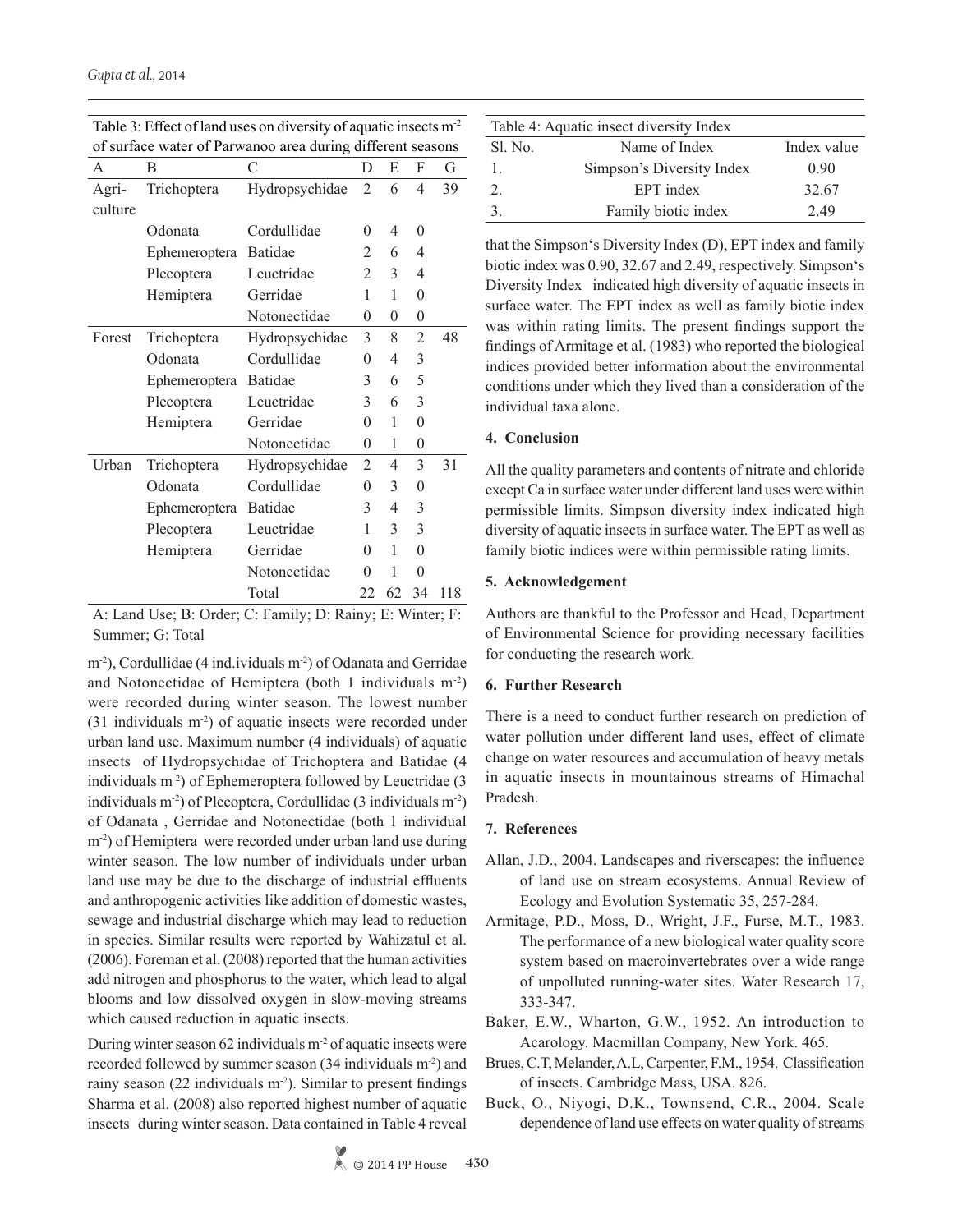Table 3: Effect of land uses on diversity of aquatic insects $m^{-2}$ of surface water of Parwanoo area during different seasons

| A | B | C | D | E | F | G |
|---|---|---|---|---|---|---|
| Agri-culture | Trichoptera | Hydropsychidae | 2 | 6 | 4 | 39 |
| | Odonata | Cordullidae | 0 | 4 | 0 | |
| | Ephemeroptera | Batidae | 2 | 6 | 4 | |
| | Plecoptera | Leuctridae | 2 | 3 | 4 | |
| | Hemiptera | Gerridae | 1 | 1 | 0 | |
| | | Notonectidae | 0 | 0 | 0 | |
| Forest | Trichoptera | Hydropsychidae | 3 | 8 | 2 | 48 |
| | Odonata | Cordullidae | 0 | 4 | 3 | |
| | Ephemeroptera | Batidae | 3 | 6 | 5 | |
| | Plecoptera | Leuctridae | 3 | 6 | 3 | |
| | Hemiptera | Gerridae | 0 | 1 | 0 | |
| | | Notonectidae | 0 | 1 | 0 | |
| Urban | Trichoptera | Hydropsychidae | 2 | 4 | 3 | 31 |
| | Odonata | Cordullidae | 0 | 3 | 0 | |
| | Ephemeroptera | Batidae | 3 | 4 | 3 | |
| | Plecoptera | Leuctridae | 1 | 3 | 3 | |
| | Hemiptera | Gerridae | 0 | 1 | 0 | |
| | | Notonectidae | 0 | 1 | 0 | |
| | | Total | 22 | 62 | 34 | 118 |

A: Land Use; B: Order; C: Family; D: Rainy; E: Winter; F: Summer; G: Total

$m^{-2}$), Cordullidae (4 ind.ividuals $m^{-2}$) of Odanata and Gerridae and Notonectidae of Hemiptera (both 1 individuals $m^{-2}$) were recorded during winter season. The lowest number (31 individuals $m^{-2}$) of aquatic insects were recorded under urban land use. Maximum number (4 individuals) of aquatic insects of Hydropsychidae of Trichoptera and Batidae (4 individuals $m^{-2}$) of Ephemeroptera followed by Leuctridae (3 individuals $m^{-2}$) of Plecoptera, Cordullidae (3 individuals $m^{-2}$) of Odanata , Gerridae and Notonectidae (both 1 individual $m^{-2}$) of Hemiptera were recorded under urban land use during winter season. The low number of individuals under urban land use may be due to the discharge of industrial effluents and anthropogenic activities like addition of domestic wastes, sewage and industrial discharge which may lead to reduction in species. Similar results were reported by Wahizatul et al. (2006). Foreman et al. (2008) reported that the human activities add nitrogen and phosphorus to the water, which lead to algal blooms and low dissolved oxygen in slow-moving streams which caused reduction in aquatic insects.

During winter season 62 individuals $m^{-2}$ of aquatic insects were recorded followed by summer season (34 individuals $m^{-2}$) and rainy season (22 individuals $m^{-2}$). Similar to present findings Sharma et al. (2008) also reported highest number of aquatic insects during winter season. Data contained in Table 4 reveal that the Simpson's Diversity Index (D), EPT index and family biotic index was 0.90, 32.67 and 2.49, respectively. Simpson's Diversity Index indicated high diversity of aquatic insects in surface water. The EPT index as well as family biotic index was within rating limits. The present findings support the findings of Armitage et al. (1983) who reported the biological indices provided better information about the environmental conditions under which they lived than a consideration of the individual taxa alone.

Table 4: Aquatic insect diversity Index

| Sl. No. | Name of Index | Index value |
|---|---|---|
| 1. | Simpson's Diversity Index | 0.90 |
| 2. | EPT index | 32.67 |
| 3. | Family biotic index | 2.49 |

## 4. Conclusion

All the quality parameters and contents of nitrate and chloride except Ca in surface water under different land uses were within permissible limits. Simpson diversity index indicated high diversity of aquatic insects in surface water. The EPT as well as family biotic indices were within permissible rating limits.

## 5. Acknowledgement

Authors are thankful to the Professor and Head, Department of Environmental Science for providing necessary facilities for conducting the research work.

## 6. Further Research

There is a need to conduct further research on prediction of water pollution under different land uses, effect of climate change on water resources and accumulation of heavy metals in aquatic insects in mountainous streams of Himachal Pradesh.

## 7. References

Allan, J.D., 2004. Landscapes and riverscapes: the influence of land use on stream ecosystems. Annual Review of Ecology and Evolution Systematic 35, 257-284.

Armitage, P.D., Moss, D., Wright, J.F., Furse, M.T., 1983. The performance of a new biological water quality score system based on macroinvertebrates over a wide range of unpolluted running-water sites. Water Research 17, 333-347.

Baker, E.W., Wharton, G.W., 1952. An introduction to Acarology. Macmillan Company, New York. 465.

Brues, C.T, Melander, A.L, Carpenter, F.M., 1954. Classification of insects. Cambridge Mass, USA. 826.

Buck, O., Niyogi, D.K., Townsend, C.R., 2004. Scale dependence of land use effects on water quality of streams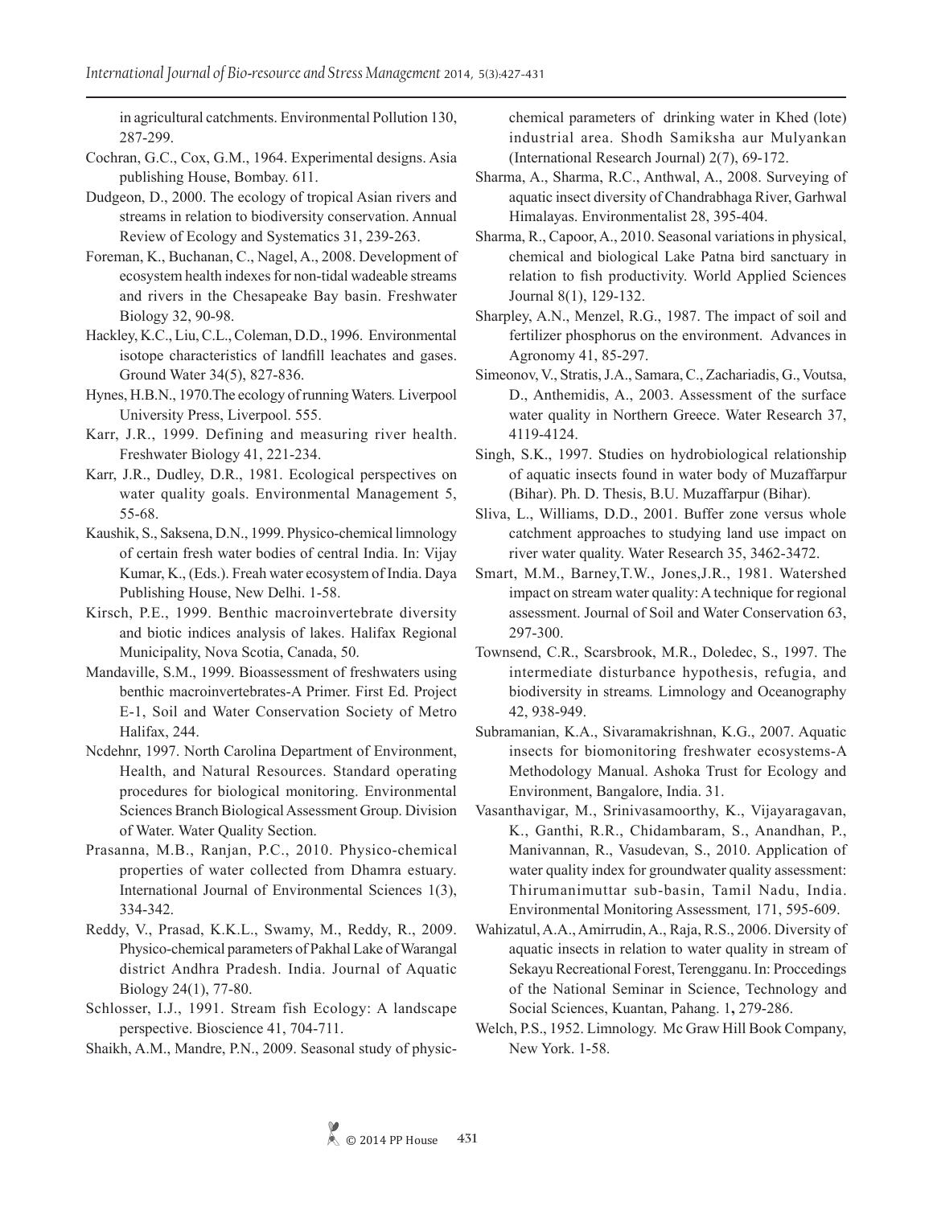in agricultural catchments. Environmental Pollution 130, 287-299.

Cochran, G.C., Cox, G.M., 1964. Experimental designs. Asia publishing House, Bombay. 611.

Dudgeon, D., 2000. The ecology of tropical Asian rivers and streams in relation to biodiversity conservation. Annual Review of Ecology and Systematics 31, 239-263.

Foreman, K., Buchanan, C., Nagel, A., 2008. Development of ecosystem health indexes for non-tidal wadeable streams and rivers in the Chesapeake Bay basin. Freshwater Biology 32, 90-98.

Hackley, K.C., Liu, C.L., Coleman, D.D., 1996. Environmental isotope characteristics of landfill leachates and gases. Ground Water 34(5), 827-836.

Hynes, H.B.N., 1970.The ecology of running Waters*.* Liverpool University Press, Liverpool. 555.

Karr, J.R., 1999. Defining and measuring river health. Freshwater Biology 41, 221-234.

Karr, J.R., Dudley, D.R., 1981. Ecological perspectives on water quality goals. Environmental Management 5, 55-68.

Kaushik, S., Saksena, D.N., 1999. Physico-chemical limnology of certain fresh water bodies of central India. In: Vijay Kumar, K., (Eds.). Freah water ecosystem of India. Daya Publishing House, New Delhi. 1-58.

Kirsch, P.E., 1999. Benthic macroinvertebrate diversity and biotic indices analysis of lakes. Halifax Regional Municipality, Nova Scotia, Canada, 50.

Mandaville, S.M., 1999. Bioassessment of freshwaters using benthic macroinvertebrates-A Primer. First Ed. Project E-1, Soil and Water Conservation Society of Metro Halifax, 244.

Ncdehnr, 1997. North Carolina Department of Environment, Health, and Natural Resources. Standard operating procedures for biological monitoring. Environmental Sciences Branch Biological Assessment Group. Division of Water. Water Quality Section.

Prasanna, M.B., Ranjan, P.C., 2010. Physico-chemical properties of water collected from Dhamra estuary. International Journal of Environmental Sciences 1(3), 334-342.

Reddy, V., Prasad, K.K.L., Swamy, M., Reddy, R., 2009. Physico-chemical parameters of Pakhal Lake of Warangal district Andhra Pradesh. India. Journal of Aquatic Biology 24(1), 77-80.

Schlosser, I.J., 1991. Stream fish Ecology: A landscape perspective. Bioscience 41, 704-711.

Shaikh, A.M., Mandre, P.N., 2009. Seasonal study of physic-chemical parameters of drinking water in Khed (lote) industrial area. Shodh Samiksha aur Mulyankan (International Research Journal) 2(7), 69-172.

Sharma, A., Sharma, R.C., Anthwal, A., 2008. Surveying of aquatic insect diversity of Chandrabhaga River, Garhwal Himalayas. Environmentalist 28, 395-404.

Sharma, R., Capoor, A., 2010. Seasonal variations in physical, chemical and biological Lake Patna bird sanctuary in relation to fish productivity. World Applied Sciences Journal 8(1), 129-132.

Sharpley, A.N., Menzel, R.G., 1987. The impact of soil and fertilizer phosphorus on the environment. Advances in Agronomy 41, 85-297.

Simeonov, V., Stratis, J.A., Samara, C., Zachariadis, G., Voutsa, D., Anthemidis, A., 2003. Assessment of the surface water quality in Northern Greece. Water Research 37, 4119-4124.

Singh, S.K., 1997. Studies on hydrobiological relationship of aquatic insects found in water body of Muzaffarpur (Bihar). Ph. D. Thesis, B.U. Muzaffarpur (Bihar).

Sliva, L., Williams, D.D., 2001. Buffer zone versus whole catchment approaches to studying land use impact on river water quality. Water Research 35, 3462-3472.

Smart, M.M., Barney,T.W., Jones,J.R., 1981. Watershed impact on stream water quality: A technique for regional assessment. Journal of Soil and Water Conservation 63, 297-300.

Townsend, C.R., Scarsbrook, M.R., Doledec, S., 1997. The intermediate disturbance hypothesis, refugia, and biodiversity in streams*.* Limnology and Oceanography 42, 938-949.

Subramanian, K.A., Sivaramakrishnan, K.G., 2007. Aquatic insects for biomonitoring freshwater ecosystems-A Methodology Manual. Ashoka Trust for Ecology and Environment, Bangalore, India. 31.

Vasanthavigar, M., Srinivasamoorthy, K., Vijayaragavan, K., Ganthi, R.R., Chidambaram, S., Anandhan, P., Manivannan, R., Vasudevan, S., 2010. Application of water quality index for groundwater quality assessment: Thirumanimuttar sub-basin, Tamil Nadu, India. Environmental Monitoring Assessment*,* 171, 595-609.

Wahizatul, A.A., Amirrudin, A., Raja, R.S., 2006. Diversity of aquatic insects in relation to water quality in stream of Sekayu Recreational Forest, Terengganu. In: Proccedings of the National Seminar in Science, Technology and Social Sciences, Kuantan, Pahang. 1**,** 279-286.

Welch, P.S., 1952. Limnology. Mc Graw Hill Book Company, New York. 1-58.